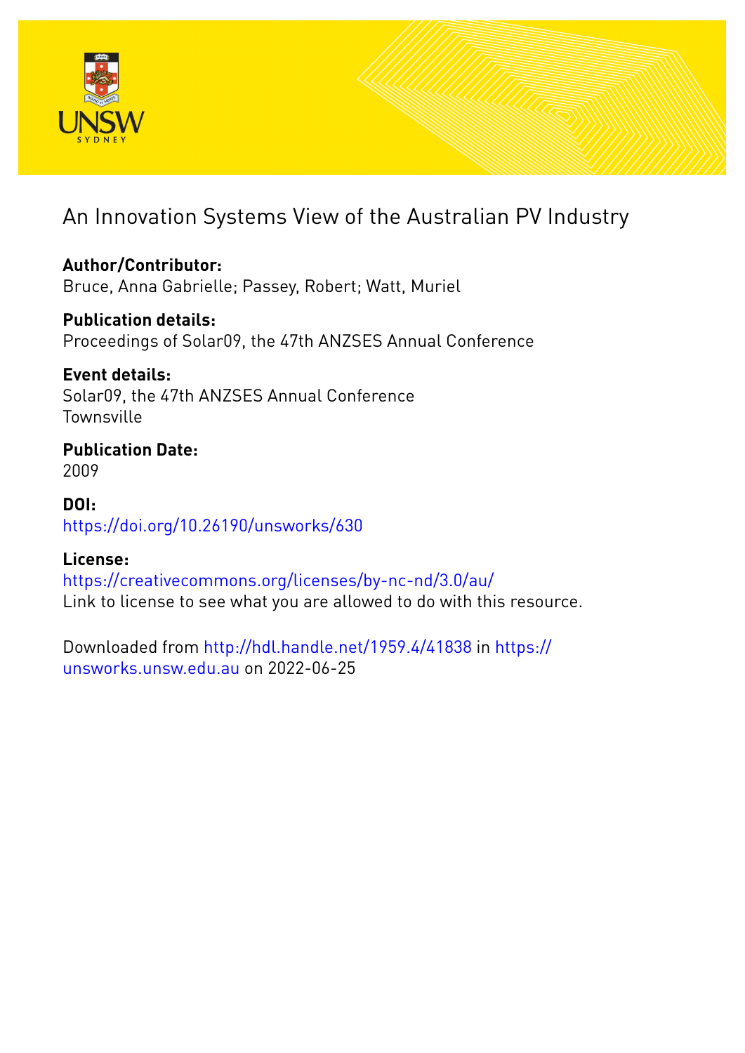# An Innovation Systems View of the Australian PV Industry

**Author/Contributor:**
Bruce, Anna Gabrielle; Passey, Robert; Watt, Muriel

**Publication details:**
Proceedings of Solar09, the 47th ANZSES Annual Conference

**Event details:**
Solar09, the 47th ANZSES Annual Conference
Townsville

**Publication Date:**
2009

**DOI:**
https://doi.org/10.26190/unsworks/630

**License:**
https://creativecommons.org/licenses/by-nc-nd/3.0/au/
Link to license to see what you are allowed to do with this resource.

Downloaded from http://hdl.handle.net/1959.4/41838 in https://unsworks.unsw.edu.au on 2022-06-25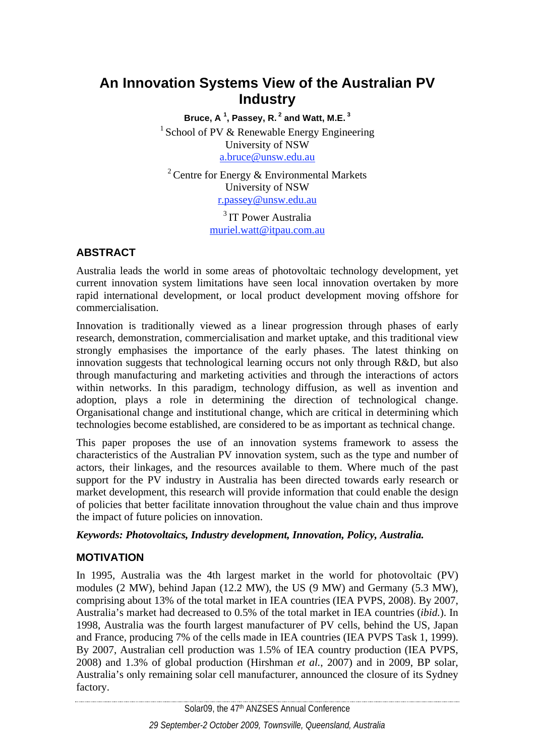# An Innovation Systems View of the Australian PV Industry

**Bruce, A [1], Passey, R. [2] and Watt, M.E. [3]**

[1] School of PV & Renewable Energy Engineering
University of NSW
a.bruce@unsw.edu.au

[2] Centre for Energy & Environmental Markets
University of NSW
r.passey@unsw.edu.au

[3] IT Power Australia
muriel.watt@itpau.com.au

## ABSTRACT

Australia leads the world in some areas of photovoltaic technology development, yet current innovation system limitations have seen local innovation overtaken by more rapid international development, or local product development moving offshore for commercialisation.

Innovation is traditionally viewed as a linear progression through phases of early research, demonstration, commercialisation and market uptake, and this traditional view strongly emphasises the importance of the early phases. The latest thinking on innovation suggests that technological learning occurs not only through R&D, but also through manufacturing and marketing activities and through the interactions of actors within networks. In this paradigm, technology diffusion, as well as invention and adoption, plays a role in determining the direction of technological change. Organisational change and institutional change, which are critical in determining which technologies become established, are considered to be as important as technical change.

This paper proposes the use of an innovation systems framework to assess the characteristics of the Australian PV innovation system, such as the type and number of actors, their linkages, and the resources available to them. Where much of the past support for the PV industry in Australia has been directed towards early research or market development, this research will provide information that could enable the design of policies that better facilitate innovation throughout the value chain and thus improve the impact of future policies on innovation.

***Keywords: Photovoltaics, Industry development, Innovation, Policy, Australia.***

## MOTIVATION

In 1995, Australia was the 4th largest market in the world for photovoltaic (PV) modules (2 MW), behind Japan (12.2 MW), the US (9 MW) and Germany (5.3 MW), comprising about 13% of the total market in IEA countries (IEA PVPS, 2008). By 2007, Australia's market had decreased to 0.5% of the total market in IEA countries (*ibid.*). In 1998, Australia was the fourth largest manufacturer of PV cells, behind the US, Japan and France, producing 7% of the cells made in IEA countries (IEA PVPS Task 1, 1999). By 2007, Australian cell production was 1.5% of IEA country production (IEA PVPS, 2008) and 1.3% of global production (Hirshman *et al.*, 2007) and in 2009, BP solar, Australia's only remaining solar cell manufacturer, announced the closure of its Sydney factory.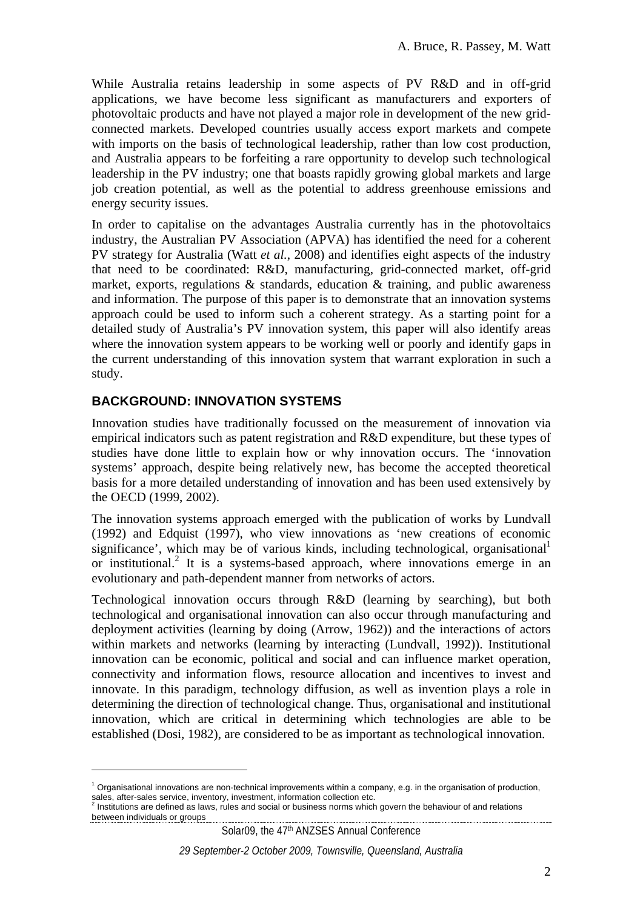While Australia retains leadership in some aspects of PV R&D and in off-grid applications, we have become less significant as manufacturers and exporters of photovoltaic products and have not played a major role in development of the new grid-connected markets. Developed countries usually access export markets and compete with imports on the basis of technological leadership, rather than low cost production, and Australia appears to be forfeiting a rare opportunity to develop such technological leadership in the PV industry; one that boasts rapidly growing global markets and large job creation potential, as well as the potential to address greenhouse emissions and energy security issues.

In order to capitalise on the advantages Australia currently has in the photovoltaics industry, the Australian PV Association (APVA) has identified the need for a coherent PV strategy for Australia (Watt *et al.*, 2008) and identifies eight aspects of the industry that need to be coordinated: R&D, manufacturing, grid-connected market, off-grid market, exports, regulations & standards, education & training, and public awareness and information. The purpose of this paper is to demonstrate that an innovation systems approach could be used to inform such a coherent strategy. As a starting point for a detailed study of Australia's PV innovation system, this paper will also identify areas where the innovation system appears to be working well or poorly and identify gaps in the current understanding of this innovation system that warrant exploration in such a study.

## BACKGROUND: INNOVATION SYSTEMS

Innovation studies have traditionally focussed on the measurement of innovation via empirical indicators such as patent registration and R&D expenditure, but these types of studies have done little to explain how or why innovation occurs. The 'innovation systems' approach, despite being relatively new, has become the accepted theoretical basis for a more detailed understanding of innovation and has been used extensively by the OECD (1999, 2002).

The innovation systems approach emerged with the publication of works by Lundvall (1992) and Edquist (1997), who view innovations as 'new creations of economic significance', which may be of various kinds, including technological, organisational[1] or institutional.[2] It is a systems-based approach, where innovations emerge in an evolutionary and path-dependent manner from networks of actors.

Technological innovation occurs through R&D (learning by searching), but both technological and organisational innovation can also occur through manufacturing and deployment activities (learning by doing (Arrow, 1962)) and the interactions of actors within markets and networks (learning by interacting (Lundvall, 1992)). Institutional innovation can be economic, political and social and can influence market operation, connectivity and information flows, resource allocation and incentives to invest and innovate. In this paradigm, technology diffusion, as well as invention plays a role in determining the direction of technological change. Thus, organisational and institutional innovation, which are critical in determining which technologies are able to be established (Dosi, 1982), are considered to be as important as technological innovation.

---

[1] Organisational innovations are non-technical improvements within a company, e.g. in the organisation of production, sales, after-sales service, inventory, investment, information collection etc.

[2] Institutions are defined as laws, rules and social or business norms which govern the behaviour of and relations between individuals or groups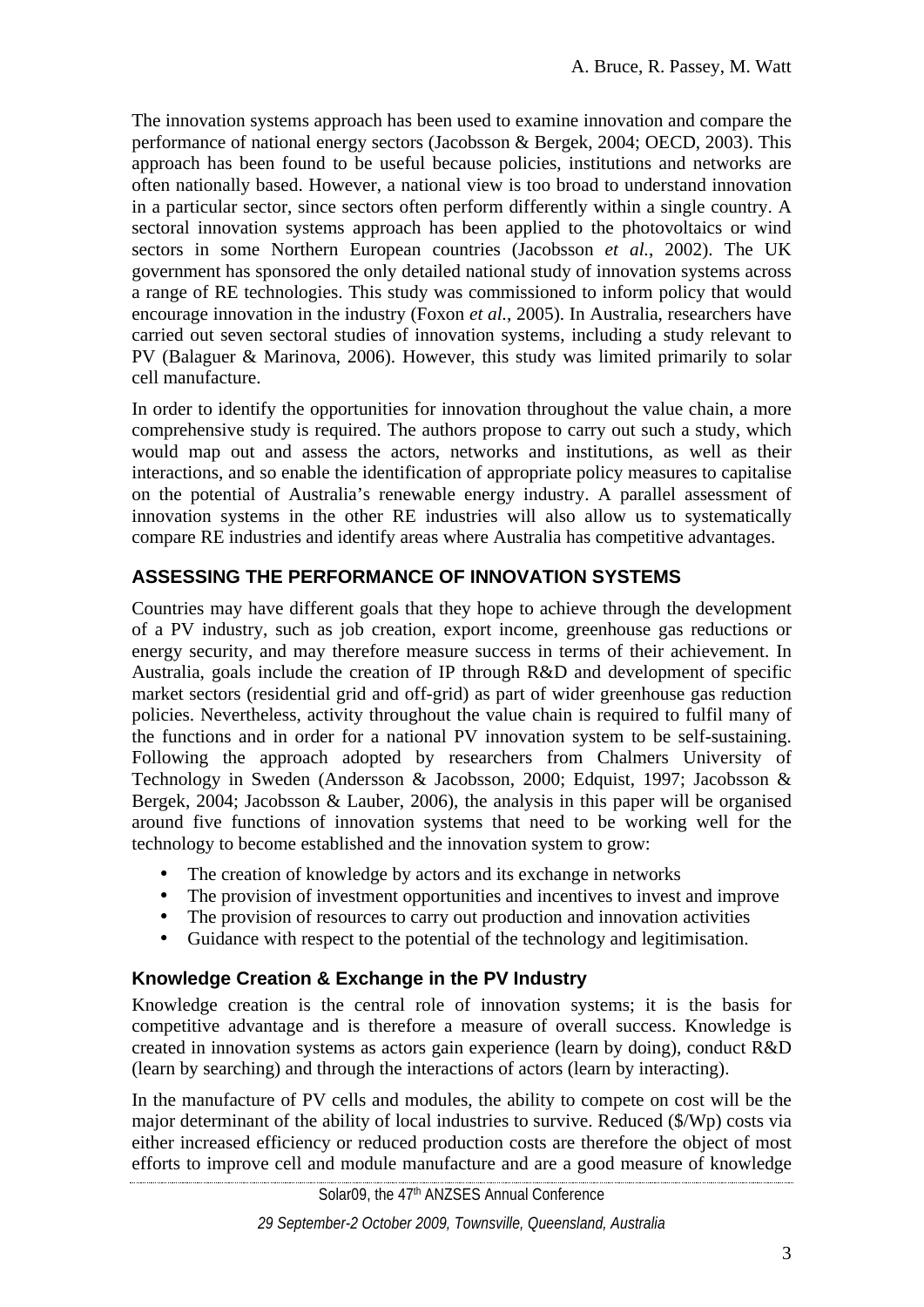The innovation systems approach has been used to examine innovation and compare the performance of national energy sectors (Jacobsson & Bergek, 2004; OECD, 2003). This approach has been found to be useful because policies, institutions and networks are often nationally based. However, a national view is too broad to understand innovation in a particular sector, since sectors often perform differently within a single country. A sectoral innovation systems approach has been applied to the photovoltaics or wind sectors in some Northern European countries (Jacobsson *et al.*, 2002). The UK government has sponsored the only detailed national study of innovation systems across a range of RE technologies. This study was commissioned to inform policy that would encourage innovation in the industry (Foxon *et al.*, 2005). In Australia, researchers have carried out seven sectoral studies of innovation systems, including a study relevant to PV (Balaguer & Marinova, 2006). However, this study was limited primarily to solar cell manufacture.

In order to identify the opportunities for innovation throughout the value chain, a more comprehensive study is required. The authors propose to carry out such a study, which would map out and assess the actors, networks and institutions, as well as their interactions, and so enable the identification of appropriate policy measures to capitalise on the potential of Australia's renewable energy industry. A parallel assessment of innovation systems in the other RE industries will also allow us to systematically compare RE industries and identify areas where Australia has competitive advantages.

## ASSESSING THE PERFORMANCE OF INNOVATION SYSTEMS

Countries may have different goals that they hope to achieve through the development of a PV industry, such as job creation, export income, greenhouse gas reductions or energy security, and may therefore measure success in terms of their achievement. In Australia, goals include the creation of IP through R&D and development of specific market sectors (residential grid and off-grid) as part of wider greenhouse gas reduction policies. Nevertheless, activity throughout the value chain is required to fulfil many of the functions and in order for a national PV innovation system to be self-sustaining. Following the approach adopted by researchers from Chalmers University of Technology in Sweden (Andersson & Jacobsson, 2000; Edquist, 1997; Jacobsson & Bergek, 2004; Jacobsson & Lauber, 2006), the analysis in this paper will be organised around five functions of innovation systems that need to be working well for the technology to become established and the innovation system to grow:

- The creation of knowledge by actors and its exchange in networks
- The provision of investment opportunities and incentives to invest and improve
- The provision of resources to carry out production and innovation activities
- Guidance with respect to the potential of the technology and legitimisation.

### Knowledge Creation & Exchange in the PV Industry

Knowledge creation is the central role of innovation systems; it is the basis for competitive advantage and is therefore a measure of overall success. Knowledge is created in innovation systems as actors gain experience (learn by doing), conduct R&D (learn by searching) and through the interactions of actors (learn by interacting).

In the manufacture of PV cells and modules, the ability to compete on cost will be the major determinant of the ability of local industries to survive. Reduced ($/Wp) costs via either increased efficiency or reduced production costs are therefore the object of most efforts to improve cell and module manufacture and are a good measure of knowledge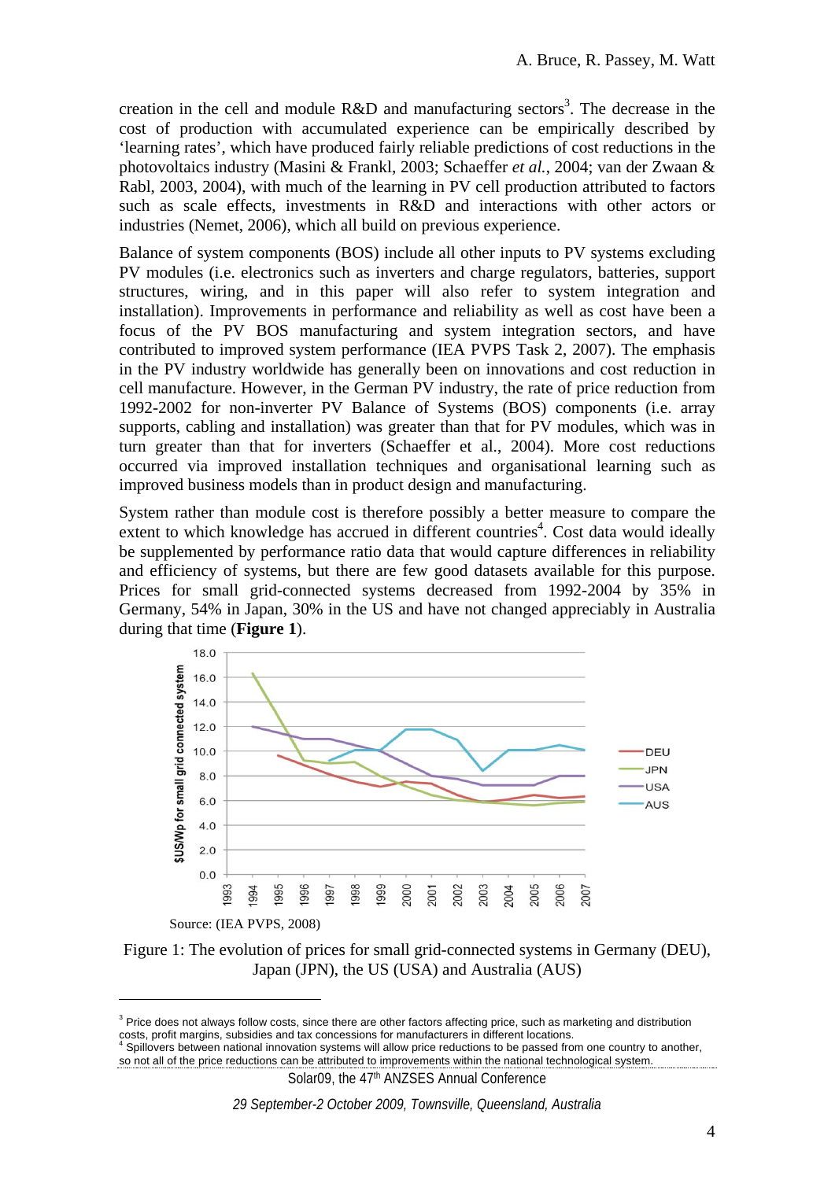creation in the cell and module R&D and manufacturing sectors[3]. The decrease in the cost of production with accumulated experience can be empirically described by 'learning rates', which have produced fairly reliable predictions of cost reductions in the photovoltaics industry (Masini & Frankl, 2003; Schaeffer *et al.*, 2004; van der Zwaan & Rabl, 2003, 2004), with much of the learning in PV cell production attributed to factors such as scale effects, investments in R&D and interactions with other actors or industries (Nemet, 2006), which all build on previous experience.

Balance of system components (BOS) include all other inputs to PV systems excluding PV modules (i.e. electronics such as inverters and charge regulators, batteries, support structures, wiring, and in this paper will also refer to system integration and installation). Improvements in performance and reliability as well as cost have been a focus of the PV BOS manufacturing and system integration sectors, and have contributed to improved system performance (IEA PVPS Task 2, 2007). The emphasis in the PV industry worldwide has generally been on innovations and cost reduction in cell manufacture. However, in the German PV industry, the rate of price reduction from 1992-2002 for non-inverter PV Balance of Systems (BOS) components (i.e. array supports, cabling and installation) was greater than that for PV modules, which was in turn greater than that for inverters (Schaeffer et al., 2004). More cost reductions occurred via improved installation techniques and organisational learning such as improved business models than in product design and manufacturing.

System rather than module cost is therefore possibly a better measure to compare the extent to which knowledge has accrued in different countries[4]. Cost data would ideally be supplemented by performance ratio data that would capture differences in reliability and efficiency of systems, but there are few good datasets available for this purpose. Prices for small grid-connected systems decreased from 1992-2004 by 35% in Germany, 54% in Japan, 30% in the US and have not changed appreciably in Australia during that time (**Figure 1**).

Source: (IEA PVPS, 2008)

Figure 1: The evolution of prices for small grid-connected systems in Germany (DEU), Japan (JPN), the US (USA) and Australia (AUS)

[3] Price does not always follow costs, since there are other factors affecting price, such as marketing and distribution costs, profit margins, subsidies and tax concessions for manufacturers in different locations.

[4] Spillovers between national innovation systems will allow price reductions to be passed from one country to another, so not all of the price reductions can be attributed to improvements within the national technological system.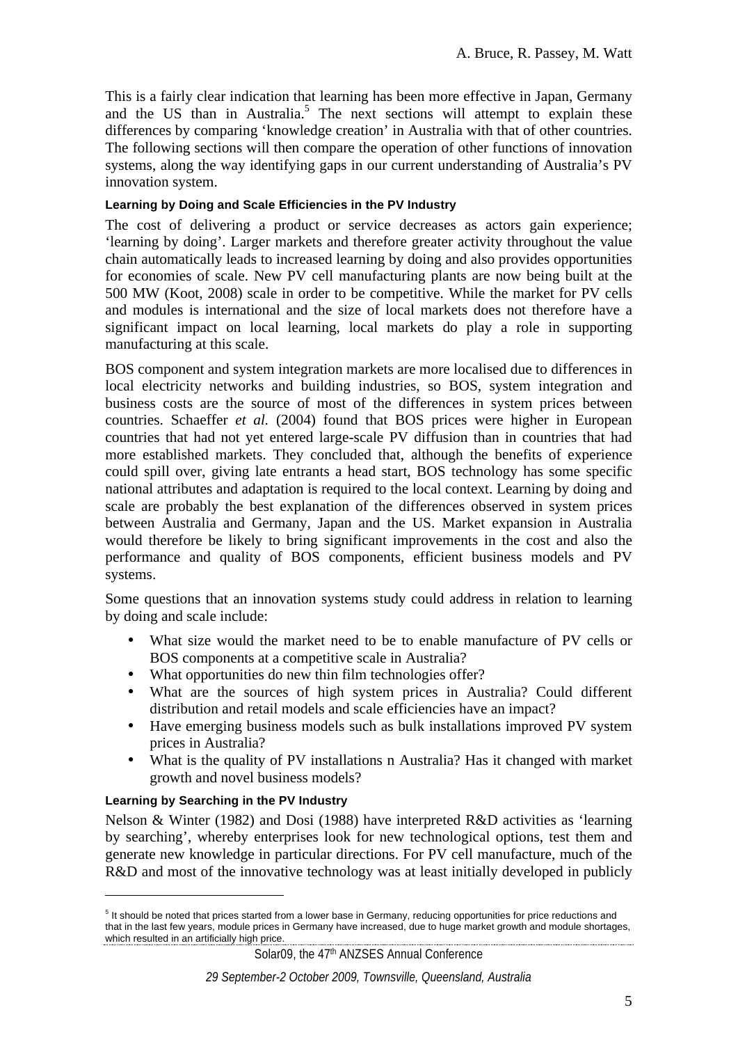This is a fairly clear indication that learning has been more effective in Japan, Germany and the US than in Australia.[5] The next sections will attempt to explain these differences by comparing 'knowledge creation' in Australia with that of other countries. The following sections will then compare the operation of other functions of innovation systems, along the way identifying gaps in our current understanding of Australia's PV innovation system.

#### Learning by Doing and Scale Efficiencies in the PV Industry

The cost of delivering a product or service decreases as actors gain experience; 'learning by doing'. Larger markets and therefore greater activity throughout the value chain automatically leads to increased learning by doing and also provides opportunities for economies of scale. New PV cell manufacturing plants are now being built at the 500 MW (Koot, 2008) scale in order to be competitive. While the market for PV cells and modules is international and the size of local markets does not therefore have a significant impact on local learning, local markets do play a role in supporting manufacturing at this scale.

BOS component and system integration markets are more localised due to differences in local electricity networks and building industries, so BOS, system integration and business costs are the source of most of the differences in system prices between countries. Schaeffer *et al.* (2004) found that BOS prices were higher in European countries that had not yet entered large-scale PV diffusion than in countries that had more established markets. They concluded that, although the benefits of experience could spill over, giving late entrants a head start, BOS technology has some specific national attributes and adaptation is required to the local context. Learning by doing and scale are probably the best explanation of the differences observed in system prices between Australia and Germany, Japan and the US. Market expansion in Australia would therefore be likely to bring significant improvements in the cost and also the performance and quality of BOS components, efficient business models and PV systems.

Some questions that an innovation systems study could address in relation to learning by doing and scale include:

- What size would the market need to be to enable manufacture of PV cells or BOS components at a competitive scale in Australia?
- What opportunities do new thin film technologies offer?
- What are the sources of high system prices in Australia? Could different distribution and retail models and scale efficiencies have an impact?
- Have emerging business models such as bulk installations improved PV system prices in Australia?
- What is the quality of PV installations n Australia? Has it changed with market growth and novel business models?

#### Learning by Searching in the PV Industry

Nelson & Winter (1982) and Dosi (1988) have interpreted R&D activities as 'learning by searching', whereby enterprises look for new technological options, test them and generate new knowledge in particular directions. For PV cell manufacture, much of the R&D and most of the innovative technology was at least initially developed in publicly

---

[5] It should be noted that prices started from a lower base in Germany, reducing opportunities for price reductions and that in the last few years, module prices in Germany have increased, due to huge market growth and module shortages, which resulted in an artificially high price.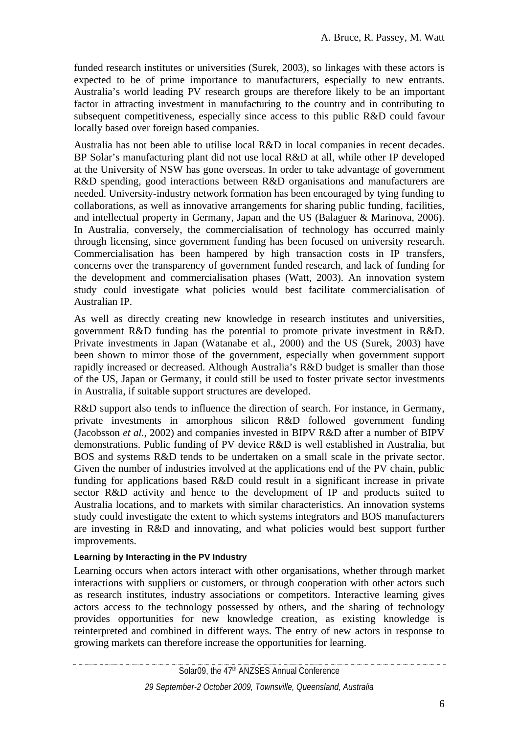funded research institutes or universities (Surek, 2003), so linkages with these actors is expected to be of prime importance to manufacturers, especially to new entrants. Australia's world leading PV research groups are therefore likely to be an important factor in attracting investment in manufacturing to the country and in contributing to subsequent competitiveness, especially since access to this public R&D could favour locally based over foreign based companies.

Australia has not been able to utilise local R&D in local companies in recent decades. BP Solar's manufacturing plant did not use local R&D at all, while other IP developed at the University of NSW has gone overseas. In order to take advantage of government R&D spending, good interactions between R&D organisations and manufacturers are needed. University-industry network formation has been encouraged by tying funding to collaborations, as well as innovative arrangements for sharing public funding, facilities, and intellectual property in Germany, Japan and the US (Balaguer & Marinova, 2006). In Australia, conversely, the commercialisation of technology has occurred mainly through licensing, since government funding has been focused on university research. Commercialisation has been hampered by high transaction costs in IP transfers, concerns over the transparency of government funded research, and lack of funding for the development and commercialisation phases (Watt, 2003). An innovation system study could investigate what policies would best facilitate commercialisation of Australian IP.

As well as directly creating new knowledge in research institutes and universities, government R&D funding has the potential to promote private investment in R&D. Private investments in Japan (Watanabe et al., 2000) and the US (Surek, 2003) have been shown to mirror those of the government, especially when government support rapidly increased or decreased. Although Australia's R&D budget is smaller than those of the US, Japan or Germany, it could still be used to foster private sector investments in Australia, if suitable support structures are developed.

R&D support also tends to influence the direction of search. For instance, in Germany, private investments in amorphous silicon R&D followed government funding (Jacobsson *et al.*, 2002) and companies invested in BIPV R&D after a number of BIPV demonstrations. Public funding of PV device R&D is well established in Australia, but BOS and systems R&D tends to be undertaken on a small scale in the private sector. Given the number of industries involved at the applications end of the PV chain, public funding for applications based R&D could result in a significant increase in private sector R&D activity and hence to the development of IP and products suited to Australia locations, and to markets with similar characteristics. An innovation systems study could investigate the extent to which systems integrators and BOS manufacturers are investing in R&D and innovating, and what policies would best support further improvements.

### Learning by Interacting in the PV Industry

Learning occurs when actors interact with other organisations, whether through market interactions with suppliers or customers, or through cooperation with other actors such as research institutes, industry associations or competitors. Interactive learning gives actors access to the technology possessed by others, and the sharing of technology provides opportunities for new knowledge creation, as existing knowledge is reinterpreted and combined in different ways. The entry of new actors in response to growing markets can therefore increase the opportunities for learning.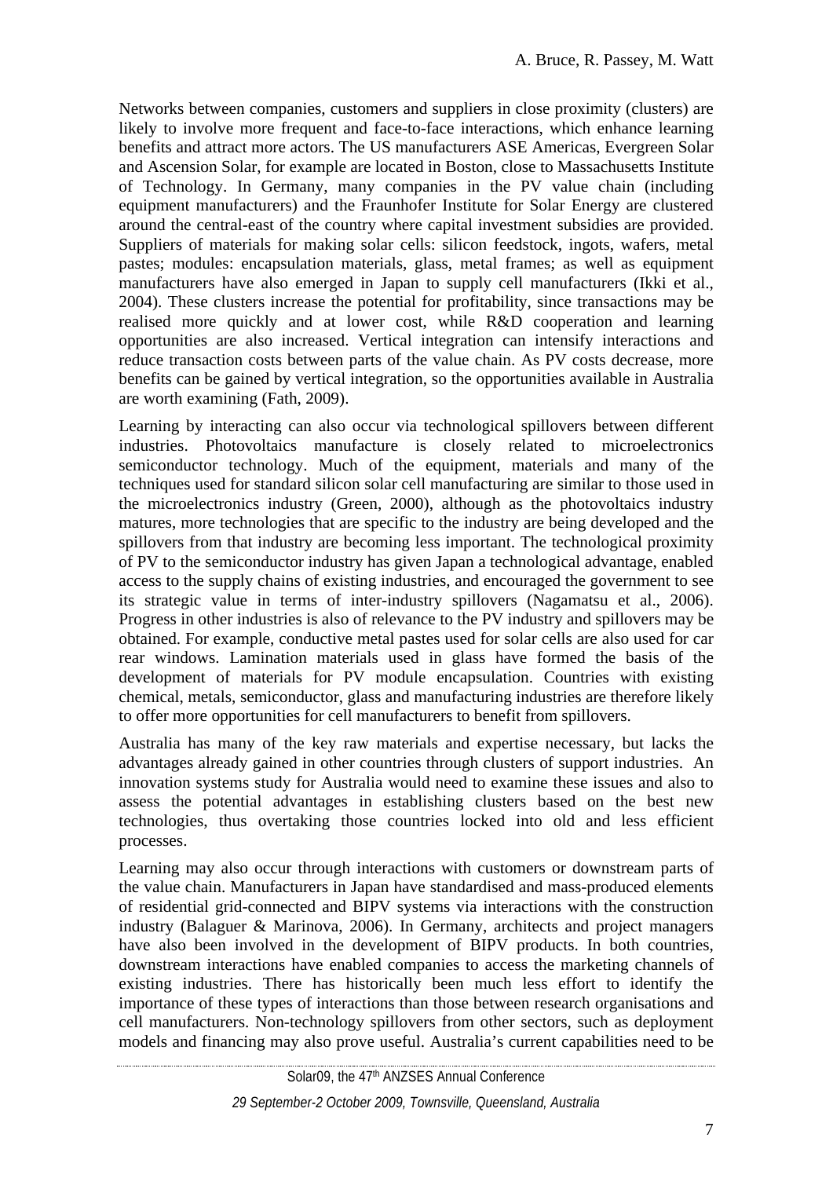Networks between companies, customers and suppliers in close proximity (clusters) are likely to involve more frequent and face-to-face interactions, which enhance learning benefits and attract more actors. The US manufacturers ASE Americas, Evergreen Solar and Ascension Solar, for example are located in Boston, close to Massachusetts Institute of Technology. In Germany, many companies in the PV value chain (including equipment manufacturers) and the Fraunhofer Institute for Solar Energy are clustered around the central-east of the country where capital investment subsidies are provided. Suppliers of materials for making solar cells: silicon feedstock, ingots, wafers, metal pastes; modules: encapsulation materials, glass, metal frames; as well as equipment manufacturers have also emerged in Japan to supply cell manufacturers (Ikki et al., 2004). These clusters increase the potential for profitability, since transactions may be realised more quickly and at lower cost, while R&D cooperation and learning opportunities are also increased. Vertical integration can intensify interactions and reduce transaction costs between parts of the value chain. As PV costs decrease, more benefits can be gained by vertical integration, so the opportunities available in Australia are worth examining (Fath, 2009).

Learning by interacting can also occur via technological spillovers between different industries. Photovoltaics manufacture is closely related to microelectronics semiconductor technology. Much of the equipment, materials and many of the techniques used for standard silicon solar cell manufacturing are similar to those used in the microelectronics industry (Green, 2000), although as the photovoltaics industry matures, more technologies that are specific to the industry are being developed and the spillovers from that industry are becoming less important. The technological proximity of PV to the semiconductor industry has given Japan a technological advantage, enabled access to the supply chains of existing industries, and encouraged the government to see its strategic value in terms of inter-industry spillovers (Nagamatsu et al., 2006). Progress in other industries is also of relevance to the PV industry and spillovers may be obtained. For example, conductive metal pastes used for solar cells are also used for car rear windows. Lamination materials used in glass have formed the basis of the development of materials for PV module encapsulation. Countries with existing chemical, metals, semiconductor, glass and manufacturing industries are therefore likely to offer more opportunities for cell manufacturers to benefit from spillovers.

Australia has many of the key raw materials and expertise necessary, but lacks the advantages already gained in other countries through clusters of support industries. An innovation systems study for Australia would need to examine these issues and also to assess the potential advantages in establishing clusters based on the best new technologies, thus overtaking those countries locked into old and less efficient processes.

Learning may also occur through interactions with customers or downstream parts of the value chain. Manufacturers in Japan have standardised and mass-produced elements of residential grid-connected and BIPV systems via interactions with the construction industry (Balaguer & Marinova, 2006). In Germany, architects and project managers have also been involved in the development of BIPV products. In both countries, downstream interactions have enabled companies to access the marketing channels of existing industries. There has historically been much less effort to identify the importance of these types of interactions than those between research organisations and cell manufacturers. Non-technology spillovers from other sectors, such as deployment models and financing may also prove useful. Australia's current capabilities need to be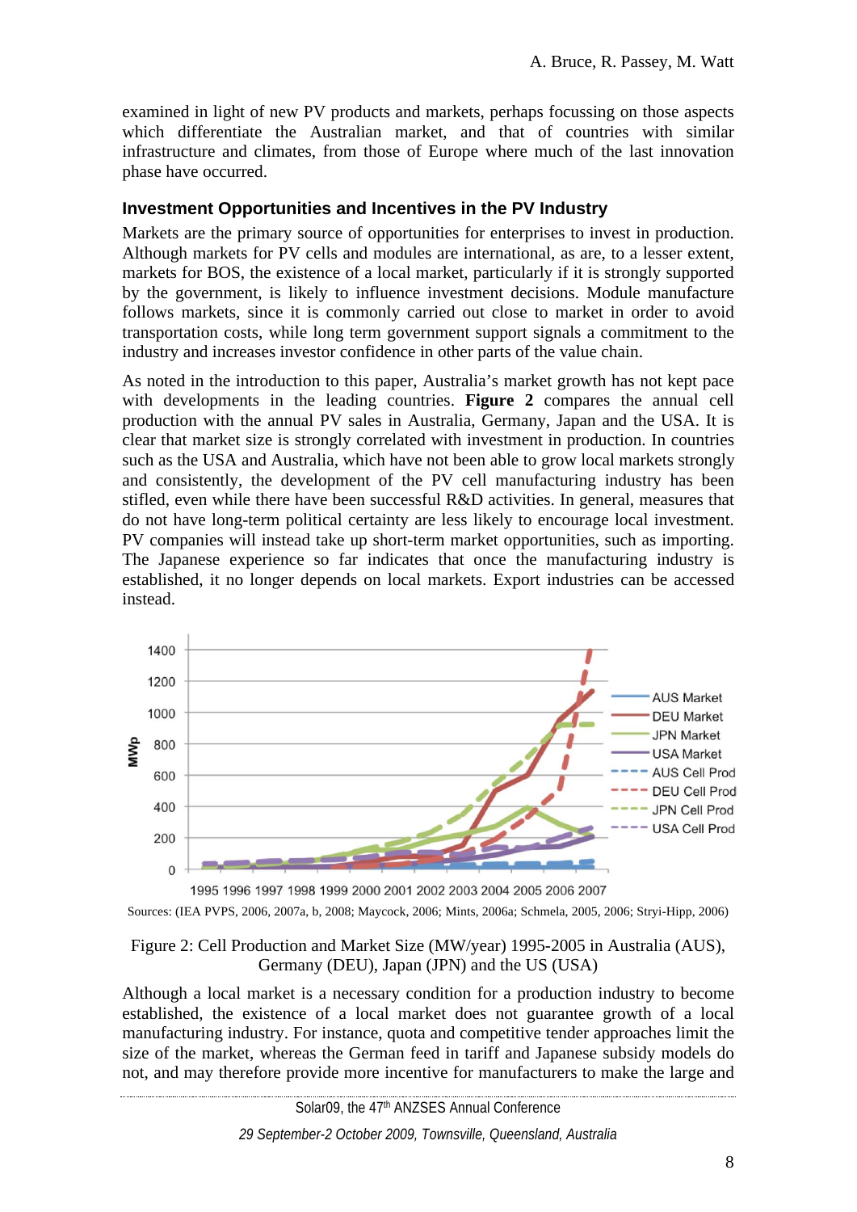examined in light of new PV products and markets, perhaps focussing on those aspects which differentiate the Australian market, and that of countries with similar infrastructure and climates, from those of Europe where much of the last innovation phase have occurred.

## Investment Opportunities and Incentives in the PV Industry

Markets are the primary source of opportunities for enterprises to invest in production. Although markets for PV cells and modules are international, as are, to a lesser extent, markets for BOS, the existence of a local market, particularly if it is strongly supported by the government, is likely to influence investment decisions. Module manufacture follows markets, since it is commonly carried out close to market in order to avoid transportation costs, while long term government support signals a commitment to the industry and increases investor confidence in other parts of the value chain.

As noted in the introduction to this paper, Australia's market growth has not kept pace with developments in the leading countries. **Figure 2** compares the annual cell production with the annual PV sales in Australia, Germany, Japan and the USA. It is clear that market size is strongly correlated with investment in production. In countries such as the USA and Australia, which have not been able to grow local markets strongly and consistently, the development of the PV cell manufacturing industry has been stifled, even while there have been successful R&D activities. In general, measures that do not have long-term political certainty are less likely to encourage local investment. PV companies will instead take up short-term market opportunities, such as importing. The Japanese experience so far indicates that once the manufacturing industry is established, it no longer depends on local markets. Export industries can be accessed instead.

Sources: (IEA PVPS, 2006, 2007a, b, 2008; Maycock, 2006; Mints, 2006a; Schmela, 2005, 2006; Stryi-Hipp, 2006)

Figure 2: Cell Production and Market Size (MW/year) 1995-2005 in Australia (AUS), Germany (DEU), Japan (JPN) and the US (USA)

Although a local market is a necessary condition for a production industry to become established, the existence of a local market does not guarantee growth of a local manufacturing industry. For instance, quota and competitive tender approaches limit the size of the market, whereas the German feed in tariff and Japanese subsidy models do not, and may therefore provide more incentive for manufacturers to make the large and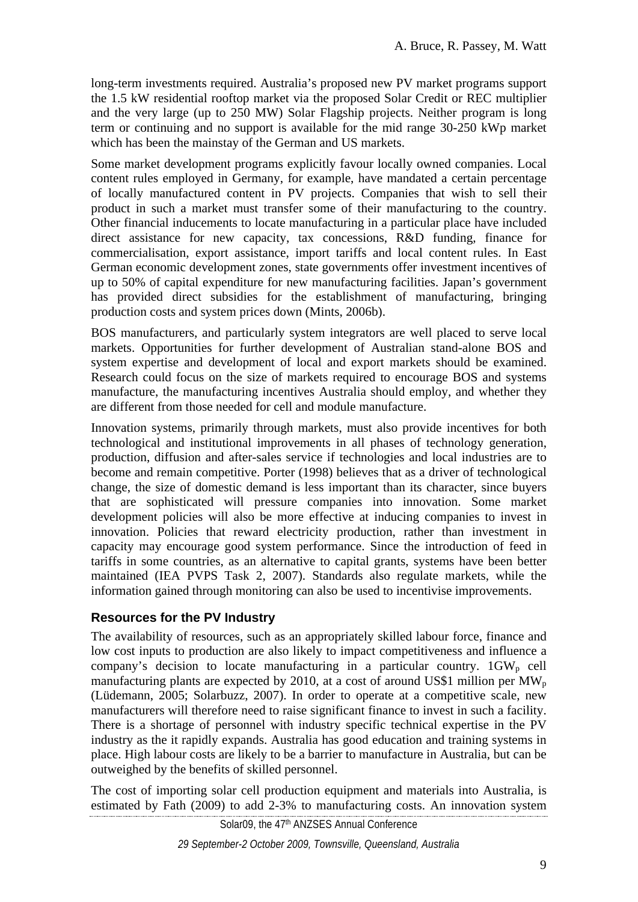long-term investments required. Australia's proposed new PV market programs support the 1.5 kW residential rooftop market via the proposed Solar Credit or REC multiplier and the very large (up to 250 MW) Solar Flagship projects. Neither program is long term or continuing and no support is available for the mid range 30-250 kWp market which has been the mainstay of the German and US markets.

Some market development programs explicitly favour locally owned companies. Local content rules employed in Germany, for example, have mandated a certain percentage of locally manufactured content in PV projects. Companies that wish to sell their product in such a market must transfer some of their manufacturing to the country. Other financial inducements to locate manufacturing in a particular place have included direct assistance for new capacity, tax concessions, R&D funding, finance for commercialisation, export assistance, import tariffs and local content rules. In East German economic development zones, state governments offer investment incentives of up to 50% of capital expenditure for new manufacturing facilities. Japan's government has provided direct subsidies for the establishment of manufacturing, bringing production costs and system prices down (Mints, 2006b).

BOS manufacturers, and particularly system integrators are well placed to serve local markets. Opportunities for further development of Australian stand-alone BOS and system expertise and development of local and export markets should be examined. Research could focus on the size of markets required to encourage BOS and systems manufacture, the manufacturing incentives Australia should employ, and whether they are different from those needed for cell and module manufacture.

Innovation systems, primarily through markets, must also provide incentives for both technological and institutional improvements in all phases of technology generation, production, diffusion and after-sales service if technologies and local industries are to become and remain competitive. Porter (1998) believes that as a driver of technological change, the size of domestic demand is less important than its character, since buyers that are sophisticated will pressure companies into innovation. Some market development policies will also be more effective at inducing companies to invest in innovation. Policies that reward electricity production, rather than investment in capacity may encourage good system performance. Since the introduction of feed in tariffs in some countries, as an alternative to capital grants, systems have been better maintained (IEA PVPS Task 2, 2007). Standards also regulate markets, while the information gained through monitoring can also be used to incentivise improvements.

## Resources for the PV Industry

The availability of resources, such as an appropriately skilled labour force, finance and low cost inputs to production are also likely to impact competitiveness and influence a company's decision to locate manufacturing in a particular country. $1GW_p$ cell manufacturing plants are expected by 2010, at a cost of around US$1 million per $MW_p$ (Lüdemann, 2005; Solarbuzz, 2007). In order to operate at a competitive scale, new manufacturers will therefore need to raise significant finance to invest in such a facility. There is a shortage of personnel with industry specific technical expertise in the PV industry as the it rapidly expands. Australia has good education and training systems in place. High labour costs are likely to be a barrier to manufacture in Australia, but can be outweighed by the benefits of skilled personnel.

The cost of importing solar cell production equipment and materials into Australia, is estimated by Fath (2009) to add 2-3% to manufacturing costs. An innovation system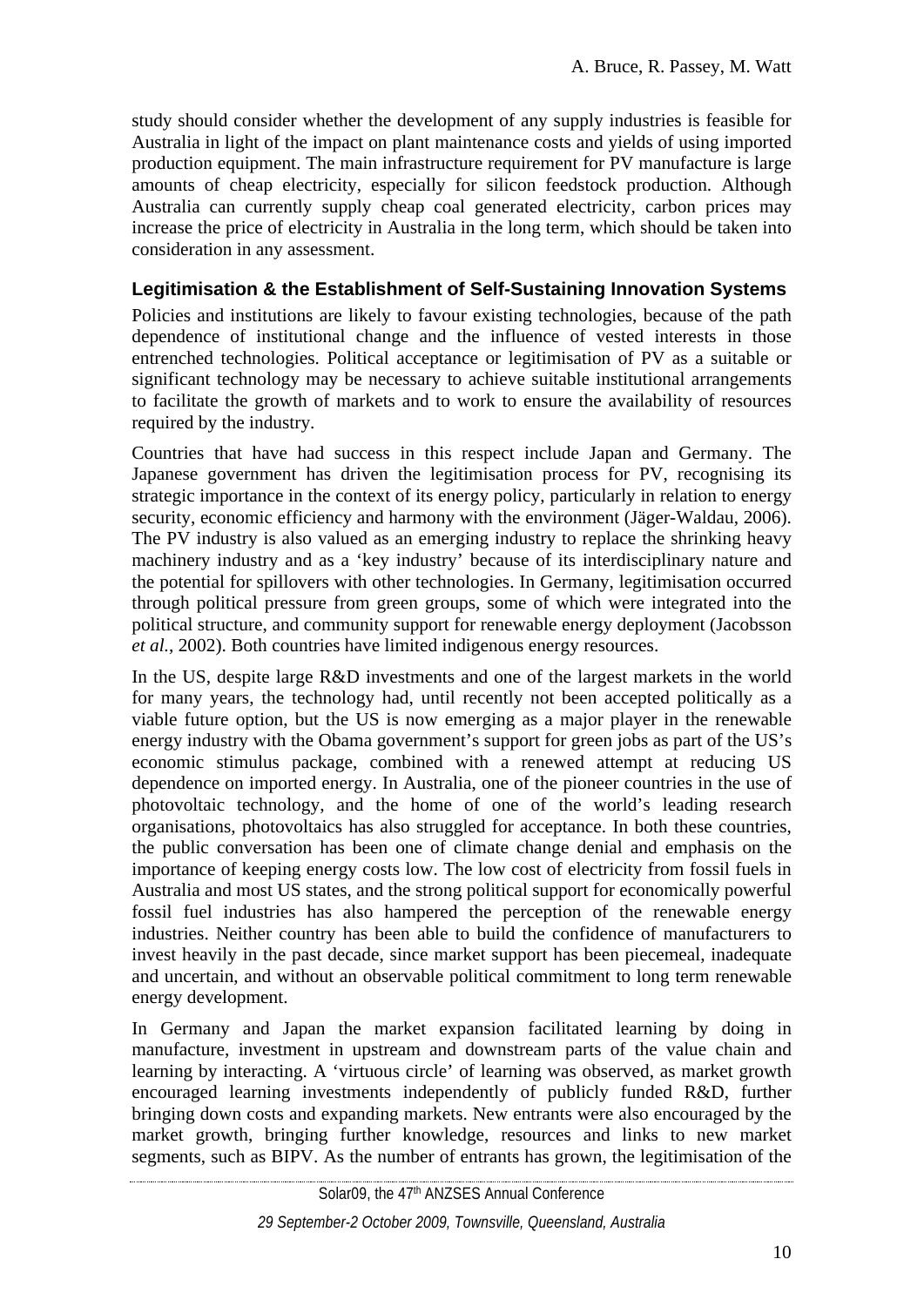study should consider whether the development of any supply industries is feasible for Australia in light of the impact on plant maintenance costs and yields of using imported production equipment. The main infrastructure requirement for PV manufacture is large amounts of cheap electricity, especially for silicon feedstock production. Although Australia can currently supply cheap coal generated electricity, carbon prices may increase the price of electricity in Australia in the long term, which should be taken into consideration in any assessment.

## Legitimisation & the Establishment of Self-Sustaining Innovation Systems

Policies and institutions are likely to favour existing technologies, because of the path dependence of institutional change and the influence of vested interests in those entrenched technologies. Political acceptance or legitimisation of PV as a suitable or significant technology may be necessary to achieve suitable institutional arrangements to facilitate the growth of markets and to work to ensure the availability of resources required by the industry.

Countries that have had success in this respect include Japan and Germany. The Japanese government has driven the legitimisation process for PV, recognising its strategic importance in the context of its energy policy, particularly in relation to energy security, economic efficiency and harmony with the environment (Jäger-Waldau, 2006). The PV industry is also valued as an emerging industry to replace the shrinking heavy machinery industry and as a 'key industry' because of its interdisciplinary nature and the potential for spillovers with other technologies. In Germany, legitimisation occurred through political pressure from green groups, some of which were integrated into the political structure, and community support for renewable energy deployment (Jacobsson *et al.*, 2002). Both countries have limited indigenous energy resources.

In the US, despite large R&D investments and one of the largest markets in the world for many years, the technology had, until recently not been accepted politically as a viable future option, but the US is now emerging as a major player in the renewable energy industry with the Obama government's support for green jobs as part of the US's economic stimulus package, combined with a renewed attempt at reducing US dependence on imported energy. In Australia, one of the pioneer countries in the use of photovoltaic technology, and the home of one of the world's leading research organisations, photovoltaics has also struggled for acceptance. In both these countries, the public conversation has been one of climate change denial and emphasis on the importance of keeping energy costs low. The low cost of electricity from fossil fuels in Australia and most US states, and the strong political support for economically powerful fossil fuel industries has also hampered the perception of the renewable energy industries. Neither country has been able to build the confidence of manufacturers to invest heavily in the past decade, since market support has been piecemeal, inadequate and uncertain, and without an observable political commitment to long term renewable energy development.

In Germany and Japan the market expansion facilitated learning by doing in manufacture, investment in upstream and downstream parts of the value chain and learning by interacting. A 'virtuous circle' of learning was observed, as market growth encouraged learning investments independently of publicly funded R&D, further bringing down costs and expanding markets. New entrants were also encouraged by the market growth, bringing further knowledge, resources and links to new market segments, such as BIPV. As the number of entrants has grown, the legitimisation of the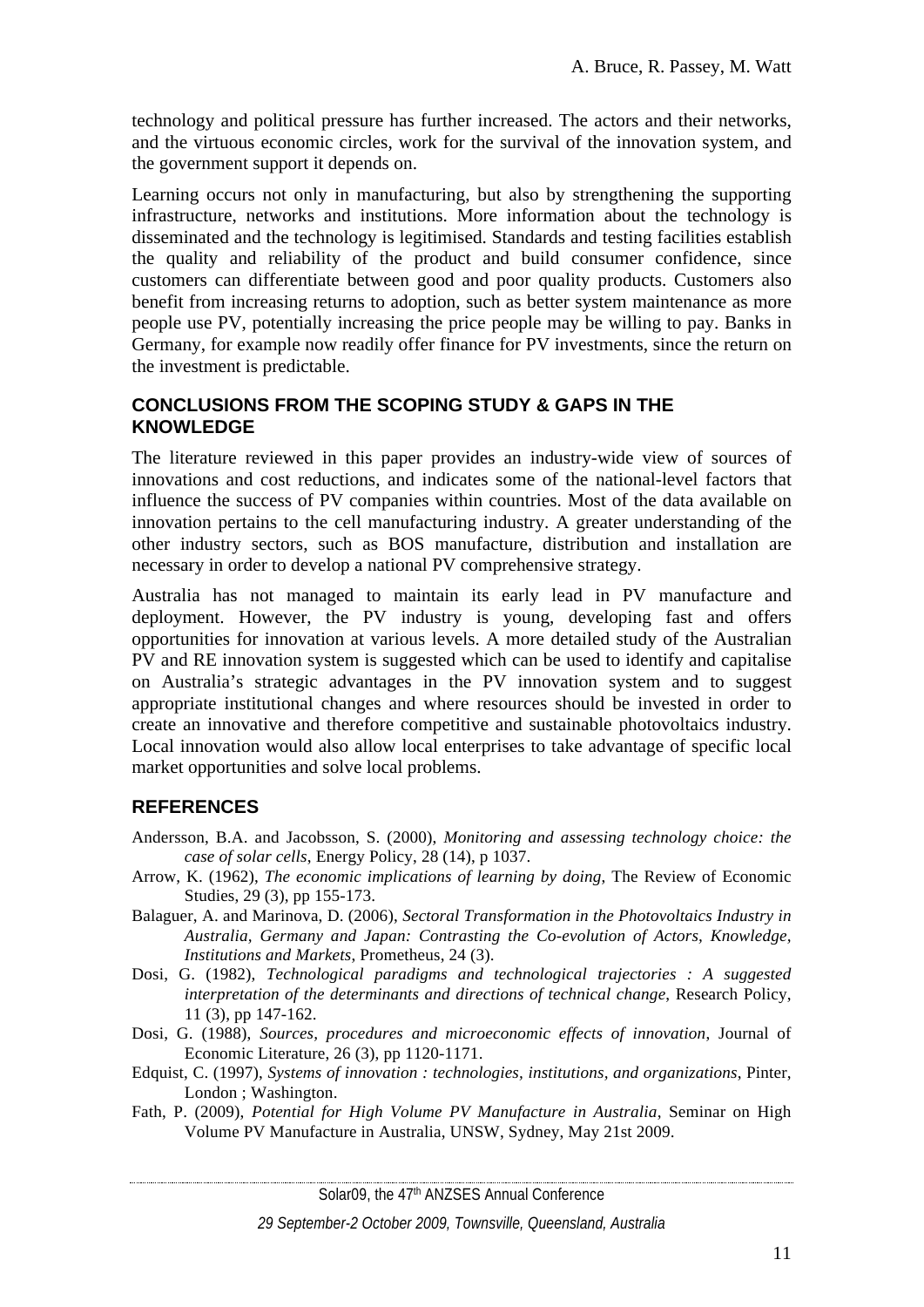technology and political pressure has further increased. The actors and their networks, and the virtuous economic circles, work for the survival of the innovation system, and the government support it depends on.

Learning occurs not only in manufacturing, but also by strengthening the supporting infrastructure, networks and institutions. More information about the technology is disseminated and the technology is legitimised. Standards and testing facilities establish the quality and reliability of the product and build consumer confidence, since customers can differentiate between good and poor quality products. Customers also benefit from increasing returns to adoption, such as better system maintenance as more people use PV, potentially increasing the price people may be willing to pay. Banks in Germany, for example now readily offer finance for PV investments, since the return on the investment is predictable.

## CONCLUSIONS FROM THE SCOPING STUDY & GAPS IN THE KNOWLEDGE

The literature reviewed in this paper provides an industry-wide view of sources of innovations and cost reductions, and indicates some of the national-level factors that influence the success of PV companies within countries. Most of the data available on innovation pertains to the cell manufacturing industry. A greater understanding of the other industry sectors, such as BOS manufacture, distribution and installation are necessary in order to develop a national PV comprehensive strategy.

Australia has not managed to maintain its early lead in PV manufacture and deployment. However, the PV industry is young, developing fast and offers opportunities for innovation at various levels. A more detailed study of the Australian PV and RE innovation system is suggested which can be used to identify and capitalise on Australia's strategic advantages in the PV innovation system and to suggest appropriate institutional changes and where resources should be invested in order to create an innovative and therefore competitive and sustainable photovoltaics industry. Local innovation would also allow local enterprises to take advantage of specific local market opportunities and solve local problems.

## REFERENCES

Andersson, B.A. and Jacobsson, S. (2000), *Monitoring and assessing technology choice: the case of solar cells*, Energy Policy, 28 (14), p 1037.

Arrow, K. (1962), *The economic implications of learning by doing*, The Review of Economic Studies, 29 (3), pp 155-173.

Balaguer, A. and Marinova, D. (2006), *Sectoral Transformation in the Photovoltaics Industry in Australia, Germany and Japan: Contrasting the Co-evolution of Actors, Knowledge, Institutions and Markets*, Prometheus, 24 (3).

Dosi, G. (1982), *Technological paradigms and technological trajectories : A suggested interpretation of the determinants and directions of technical change*, Research Policy, 11 (3), pp 147-162.

Dosi, G. (1988), *Sources, procedures and microeconomic effects of innovation*, Journal of Economic Literature, 26 (3), pp 1120-1171.

Edquist, C. (1997), *Systems of innovation : technologies, institutions, and organizations*, Pinter, London ; Washington.

Fath, P. (2009), *Potential for High Volume PV Manufacture in Australia*, Seminar on High Volume PV Manufacture in Australia, UNSW, Sydney, May 21st 2009.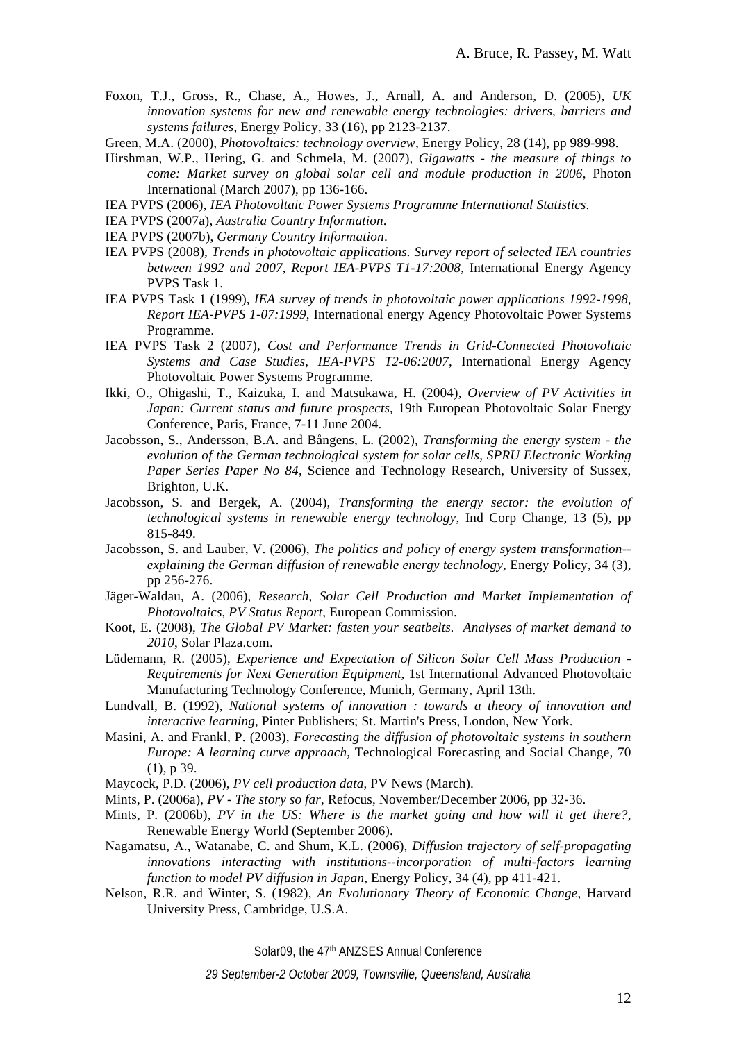Foxon, T.J., Gross, R., Chase, A., Howes, J., Arnall, A. and Anderson, D. (2005), *UK innovation systems for new and renewable energy technologies: drivers, barriers and systems failures*, Energy Policy, 33 (16), pp 2123-2137.

Green, M.A. (2000), *Photovoltaics: technology overview*, Energy Policy, 28 (14), pp 989-998.

Hirshman, W.P., Hering, G. and Schmela, M. (2007), *Gigawatts - the measure of things to come: Market survey on global solar cell and module production in 2006*, Photon International (March 2007), pp 136-166.

IEA PVPS (2006), *IEA Photovoltaic Power Systems Programme International Statistics*.

IEA PVPS (2007a), *Australia Country Information*.

IEA PVPS (2007b), *Germany Country Information*.

IEA PVPS (2008), *Trends in photovoltaic applications. Survey report of selected IEA countries between 1992 and 2007, Report IEA-PVPS T1-17:2008*, International Energy Agency PVPS Task 1.

IEA PVPS Task 1 (1999), *IEA survey of trends in photovoltaic power applications 1992-1998, Report IEA-PVPS 1-07:1999*, International energy Agency Photovoltaic Power Systems Programme.

IEA PVPS Task 2 (2007), *Cost and Performance Trends in Grid-Connected Photovoltaic Systems and Case Studies*, *IEA-PVPS T2-06:2007*, International Energy Agency Photovoltaic Power Systems Programme.

Ikki, O., Ohigashi, T., Kaizuka, I. and Matsukawa, H. (2004), *Overview of PV Activities in Japan: Current status and future prospects*, 19th European Photovoltaic Solar Energy Conference, Paris, France, 7-11 June 2004.

Jacobsson, S., Andersson, B.A. and Bångens, L. (2002), *Transforming the energy system - the evolution of the German technological system for solar cells*, *SPRU Electronic Working Paper Series Paper No 84*, Science and Technology Research, University of Sussex, Brighton, U.K.

Jacobsson, S. and Bergek, A. (2004), *Transforming the energy sector: the evolution of technological systems in renewable energy technology*, Ind Corp Change, 13 (5), pp 815-849.

Jacobsson, S. and Lauber, V. (2006), *The politics and policy of energy system transformation--explaining the German diffusion of renewable energy technology*, Energy Policy, 34 (3), pp 256-276.

Jäger-Waldau, A. (2006), *Research, Solar Cell Production and Market Implementation of Photovoltaics, PV Status Report*, European Commission.

Koot, E. (2008), *The Global PV Market: fasten your seatbelts. Analyses of market demand to 2010*, Solar Plaza.com.

Lüdemann, R. (2005), *Experience and Expectation of Silicon Solar Cell Mass Production - Requirements for Next Generation Equipment*, 1st International Advanced Photovoltaic Manufacturing Technology Conference, Munich, Germany, April 13th.

Lundvall, B. (1992), *National systems of innovation : towards a theory of innovation and interactive learning*, Pinter Publishers; St. Martin's Press, London, New York.

Masini, A. and Frankl, P. (2003), *Forecasting the diffusion of photovoltaic systems in southern Europe: A learning curve approach*, Technological Forecasting and Social Change, 70 (1), p 39.

Maycock, P.D. (2006), *PV cell production data*, PV News (March).

Mints, P. (2006a), *PV - The story so far*, Refocus, November/December 2006, pp 32-36.

Mints, P. (2006b), *PV in the US: Where is the market going and how will it get there?*, Renewable Energy World (September 2006).

Nagamatsu, A., Watanabe, C. and Shum, K.L. (2006), *Diffusion trajectory of self-propagating innovations interacting with institutions--incorporation of multi-factors learning function to model PV diffusion in Japan*, Energy Policy, 34 (4), pp 411-421.

Nelson, R.R. and Winter, S. (1982), *An Evolutionary Theory of Economic Change*, Harvard University Press, Cambridge, U.S.A.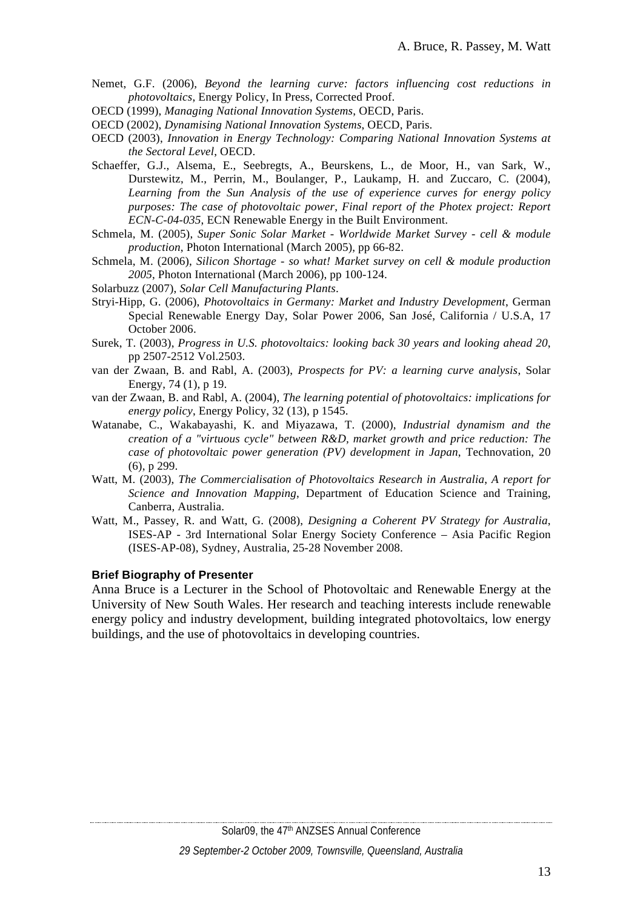Nemet, G.F. (2006), *Beyond the learning curve: factors influencing cost reductions in photovoltaics*, Energy Policy, In Press, Corrected Proof.

OECD (1999), *Managing National Innovation Systems*, OECD, Paris.

OECD (2002), *Dynamising National Innovation Systems*, OECD, Paris.

OECD (2003), *Innovation in Energy Technology: Comparing National Innovation Systems at the Sectoral Level*, OECD.

Schaeffer, G.J., Alsema, E., Seebregts, A., Beurskens, L., de Moor, H., van Sark, W., Durstewitz, M., Perrin, M., Boulanger, P., Laukamp, H. and Zuccaro, C. (2004), *Learning from the Sun Analysis of the use of experience curves for energy policy purposes: The case of photovoltaic power, Final report of the Photex project: Report ECN-C-04-035*, ECN Renewable Energy in the Built Environment.

Schmela, M. (2005), *Super Sonic Solar Market - Worldwide Market Survey - cell & module production*, Photon International (March 2005), pp 66-82.

Schmela, M. (2006), *Silicon Shortage - so what! Market survey on cell & module production 2005*, Photon International (March 2006), pp 100-124.

Solarbuzz (2007), *Solar Cell Manufacturing Plants*.

Stryi-Hipp, G. (2006), *Photovoltaics in Germany: Market and Industry Development*, German Special Renewable Energy Day, Solar Power 2006, San José, California / U.S.A, 17 October 2006.

Surek, T. (2003), *Progress in U.S. photovoltaics: looking back 30 years and looking ahead 20*, pp 2507-2512 Vol.2503.

van der Zwaan, B. and Rabl, A. (2003), *Prospects for PV: a learning curve analysis*, Solar Energy, 74 (1), p 19.

van der Zwaan, B. and Rabl, A. (2004), *The learning potential of photovoltaics: implications for energy policy*, Energy Policy, 32 (13), p 1545.

Watanabe, C., Wakabayashi, K. and Miyazawa, T. (2000), *Industrial dynamism and the creation of a "virtuous cycle" between R&D, market growth and price reduction: The case of photovoltaic power generation (PV) development in Japan*, Technovation, 20 (6), p 299.

Watt, M. (2003), *The Commercialisation of Photovoltaics Research in Australia, A report for Science and Innovation Mapping*, Department of Education Science and Training, Canberra, Australia.

Watt, M., Passey, R. and Watt, G. (2008), *Designing a Coherent PV Strategy for Australia*, ISES-AP - 3rd International Solar Energy Society Conference – Asia Pacific Region (ISES-AP-08), Sydney, Australia, 25-28 November 2008.

**Brief Biography of Presenter**

Anna Bruce is a Lecturer in the School of Photovoltaic and Renewable Energy at the University of New South Wales. Her research and teaching interests include renewable energy policy and industry development, building integrated photovoltaics, low energy buildings, and the use of photovoltaics in developing countries.